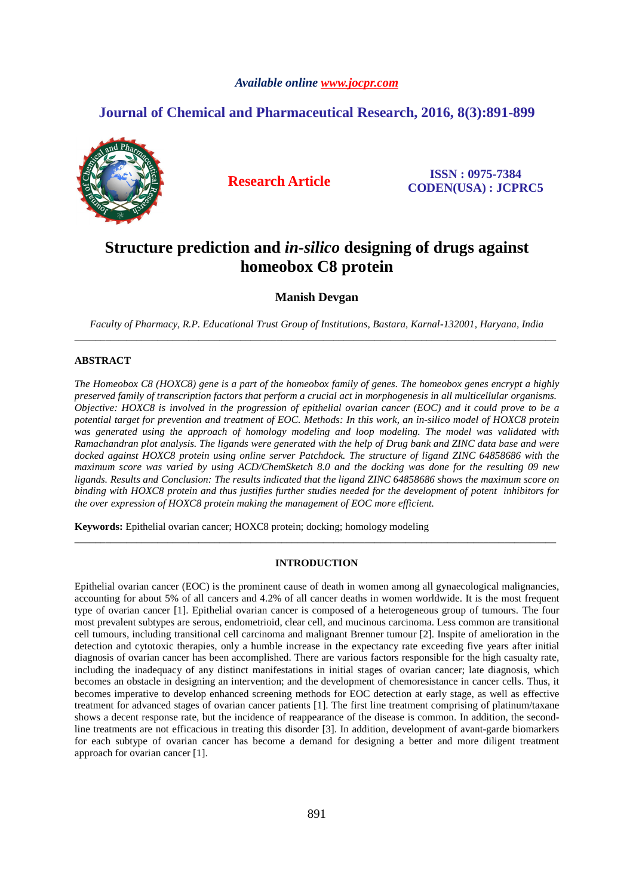*Available online www.jocpr.com*

**Journal of Chemical and Pharmaceutical Research, 2016, 8(3):891-899**

**Research Article**

**ISSN : 0975-7384**
**CODEN(USA) : JCPRC5**

# Structure prediction and *in-silico* designing of drugs against homeobox C8 protein

**Manish Devgan**

*Faculty of Pharmacy, R.P. Educational Trust Group of Institutions, Bastara, Karnal-132001, Haryana, India*

---

## ABSTRACT

*The Homeobox C8 (HOXC8) gene is a part of the homeobox family of genes. The homeobox genes encrypt a highly preserved family of transcription factors that perform a crucial act in morphogenesis in all multicellular organisms. Objective: HOXC8 is involved in the progression of epithelial ovarian cancer (EOC) and it could prove to be a potential target for prevention and treatment of EOC. Methods: In this work, an in-silico model of HOXC8 protein was generated using the approach of homology modeling and loop modeling. The model was validated with Ramachandran plot analysis. The ligands were generated with the help of Drug bank and ZINC data base and were docked against HOXC8 protein using online server Patchdock. The structure of ligand ZINC 64858686 with the maximum score was varied by using ACD/ChemSketch 8.0 and the docking was done for the resulting 09 new ligands. Results and Conclusion: The results indicated that the ligand ZINC 64858686 shows the maximum score on binding with HOXC8 protein and thus justifies further studies needed for the development of potent inhibitors for the over expression of HOXC8 protein making the management of EOC more efficient.*

**Keywords:** Epithelial ovarian cancer; HOXC8 protein; docking; homology modeling

---

## INTRODUCTION

Epithelial ovarian cancer (EOC) is the prominent cause of death in women among all gynaecological malignancies, accounting for about 5% of all cancers and 4.2% of all cancer deaths in women worldwide. It is the most frequent type of ovarian cancer [1]. Epithelial ovarian cancer is composed of a heterogeneous group of tumours. The four most prevalent subtypes are serous, endometrioid, clear cell, and mucinous carcinoma. Less common are transitional cell tumours, including transitional cell carcinoma and malignant Brenner tumour [2]. Inspite of amelioration in the detection and cytotoxic therapies, only a humble increase in the expectancy rate exceeding five years after initial diagnosis of ovarian cancer has been accomplished. There are various factors responsible for the high casualty rate, including the inadequacy of any distinct manifestations in initial stages of ovarian cancer; late diagnosis, which becomes an obstacle in designing an intervention; and the development of chemoresistance in cancer cells. Thus, it becomes imperative to develop enhanced screening methods for EOC detection at early stage, as well as effective treatment for advanced stages of ovarian cancer patients [1]. The first line treatment comprising of platinum/taxane shows a decent response rate, but the incidence of reappearance of the disease is common. In addition, the second-line treatments are not efficacious in treating this disorder [3]. In addition, development of avant-garde biomarkers for each subtype of ovarian cancer has become a demand for designing a better and more diligent treatment approach for ovarian cancer [1].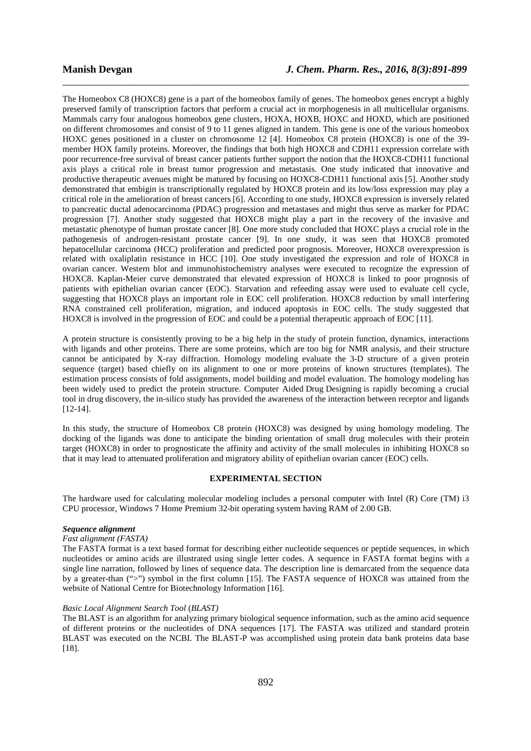The Homeobox C8 (HOXC8) gene is a part of the homeobox family of genes. The homeobox genes encrypt a highly preserved family of transcription factors that perform a crucial act in morphogenesis in all multicellular organisms. Mammals carry four analogous homeobox gene clusters, HOXA, HOXB, HOXC and HOXD, which are positioned on different chromosomes and consist of 9 to 11 genes aligned in tandem. This gene is one of the various homeobox HOXC genes positioned in a cluster on chromosome 12 [4]. Homeobox C8 protein (HOXC8) is one of the 39-member HOX family proteins. Moreover, the findings that both high HOXC8 and CDH11 expression correlate with poor recurrence-free survival of breast cancer patients further support the notion that the HOXC8-CDH11 functional axis plays a critical role in breast tumor progression and metastasis. One study indicated that innovative and productive therapeutic avenues might be matured by focusing on HOXC8-CDH11 functional axis [5]. Another study demonstrated that embigin is transcriptionally regulated by HOXC8 protein and its low/loss expression may play a critical role in the amelioration of breast cancers [6]. According to one study, HOXC8 expression is inversely related to pancreatic ductal adenocarcinoma (PDAC) progression and metastases and might thus serve as marker for PDAC progression [7]. Another study suggested that HOXC8 might play a part in the recovery of the invasive and metastatic phenotype of human prostate cancer [8]. One more study concluded that HOXC plays a crucial role in the pathogenesis of androgen-resistant prostate cancer [9]. In one study, it was seen that HOXC8 promoted hepatocellular carcinoma (HCC) proliferation and predicted poor prognosis. Moreover, HOXC8 overexpression is related with oxaliplatin resistance in HCC [10]. One study investigated the expression and role of HOXC8 in ovarian cancer. Western blot and immunohistochemistry analyses were executed to recognize the expression of HOXC8. Kaplan-Meier curve demonstrated that elevated expression of HOXC8 is linked to poor prognosis of patients with epithelian ovarian cancer (EOC). Starvation and refeeding assay were used to evaluate cell cycle, suggesting that HOXC8 plays an important role in EOC cell proliferation. HOXC8 reduction by small interfering RNA constrained cell proliferation, migration, and induced apoptosis in EOC cells. The study suggested that HOXC8 is involved in the progression of EOC and could be a potential therapeutic approach of EOC [11].

A protein structure is consistently proving to be a big help in the study of protein function, dynamics, interactions with ligands and other proteins. There are some proteins, which are too big for NMR analysis, and their structure cannot be anticipated by X-ray diffraction. Homology modeling evaluate the 3-D structure of a given protein sequence (target) based chiefly on its alignment to one or more proteins of known structures (templates). The estimation process consists of fold assignments, model building and model evaluation. The homology modeling has been widely used to predict the protein structure. Computer Aided Drug Designing is rapidly becoming a crucial tool in drug discovery, the in-silico study has provided the awareness of the interaction between receptor and ligands [12-14].

In this study, the structure of Homeobox C8 protein (HOXC8) was designed by using homology modeling. The docking of the ligands was done to anticipate the binding orientation of small drug molecules with their protein target (HOXC8) in order to prognosticate the affinity and activity of the small molecules in inhibiting HOXC8 so that it may lead to attenuated proliferation and migratory ability of epithelian ovarian cancer (EOC) cells.

## EXPERIMENTAL SECTION

The hardware used for calculating molecular modeling includes a personal computer with Intel (R) Core (TM) i3 CPU processor, Windows 7 Home Premium 32-bit operating system having RAM of 2.00 GB.

### *Sequence alignment*

*Fast alignment (FASTA)*

The FASTA format is a text based format for describing either nucleotide sequences or peptide sequences, in which nucleotides or amino acids are illustrated using single letter codes. A sequence in FASTA format begins with a single line narration, followed by lines of sequence data. The description line is demarcated from the sequence data by a greater-than (">") symbol in the first column [15]. The FASTA sequence of HOXC8 was attained from the website of National Centre for Biotechnology Information [16].

*Basic Local Alignment Search Tool* (*BLAST)*

The BLAST is an algorithm for analyzing primary biological sequence information, such as the amino acid sequence of different proteins or the nucleotides of DNA sequences [17]. The FASTA was utilized and standard protein BLAST was executed on the NCBI. The BLAST-P was accomplished using protein data bank proteins data base [18].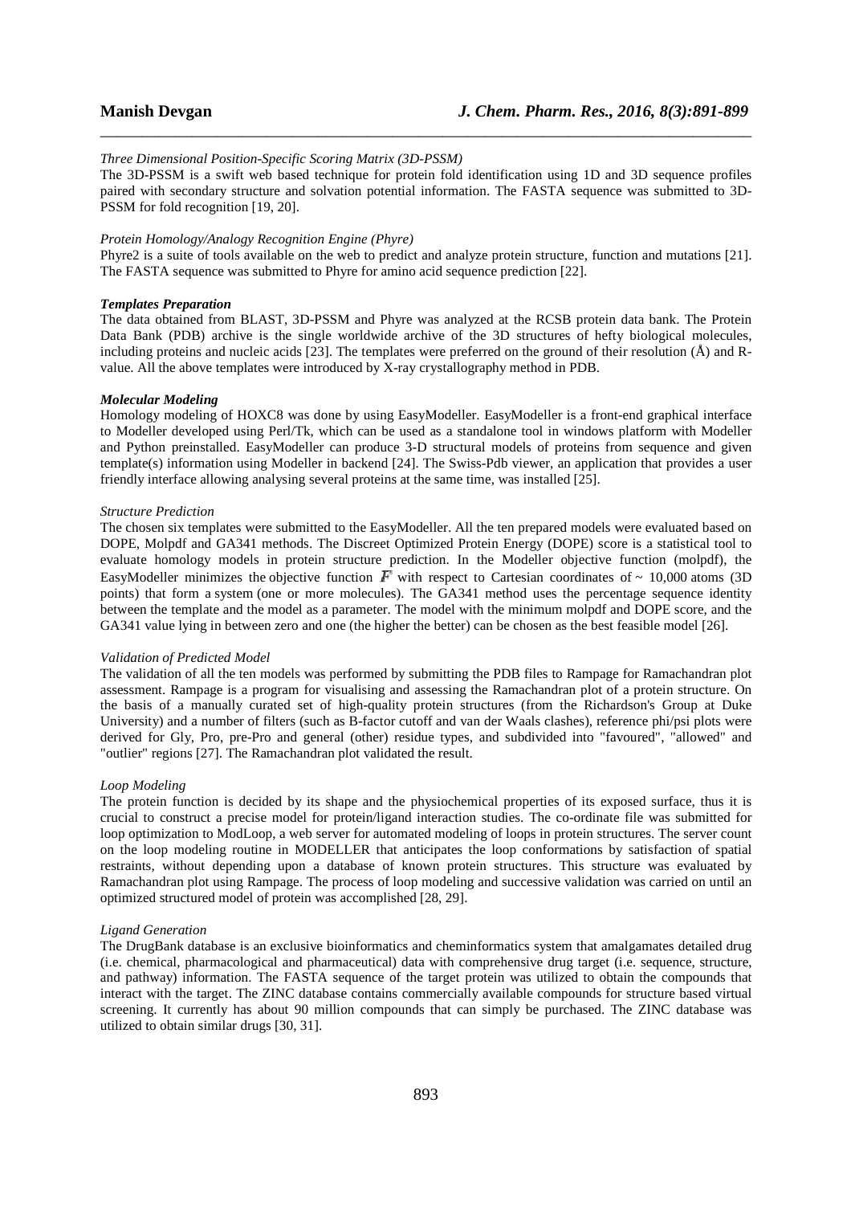*Three Dimensional Position-Specific Scoring Matrix (3D-PSSM)*

The 3D-PSSM is a swift web based technique for protein fold identification using 1D and 3D sequence profiles paired with secondary structure and solvation potential information. The FASTA sequence was submitted to 3D-PSSM for fold recognition [19, 20].

*Protein Homology/Analogy Recognition Engine (Phyre)*

Phyre2 is a suite of tools available on the web to predict and analyze protein structure, function and mutations [21]. The FASTA sequence was submitted to Phyre for amino acid sequence prediction [22].

***Templates Preparation***

The data obtained from BLAST, 3D-PSSM and Phyre was analyzed at the RCSB protein data bank. The Protein Data Bank (PDB) archive is the single worldwide archive of the 3D structures of hefty biological molecules, including proteins and nucleic acids [23]. The templates were preferred on the ground of their resolution (Å) and R-value. All the above templates were introduced by X-ray crystallography method in PDB.

***Molecular Modeling***

Homology modeling of HOXC8 was done by using EasyModeller. EasyModeller is a front-end graphical interface to Modeller developed using Perl/Tk, which can be used as a standalone tool in windows platform with Modeller and Python preinstalled. EasyModeller can produce 3-D structural models of proteins from sequence and given template(s) information using Modeller in backend [24]. The Swiss-Pdb viewer, an application that provides a user friendly interface allowing analysing several proteins at the same time, was installed [25].

*Structure Prediction*

The chosen six templates were submitted to the EasyModeller. All the ten prepared models were evaluated based on DOPE, Molpdf and GA341 methods. The Discreet Optimized Protein Energy (DOPE) score is a statistical tool to evaluate homology models in protein structure prediction. In the Modeller objective function (molpdf), the EasyModeller minimizes the objective function $F$ with respect to Cartesian coordinates of ~ 10,000 atoms (3D points) that form a system (one or more molecules). The GA341 method uses the percentage sequence identity between the template and the model as a parameter. The model with the minimum molpdf and DOPE score, and the GA341 value lying in between zero and one (the higher the better) can be chosen as the best feasible model [26].

*Validation of Predicted Model*

The validation of all the ten models was performed by submitting the PDB files to Rampage for Ramachandran plot assessment. Rampage is a program for visualising and assessing the Ramachandran plot of a protein structure. On the basis of a manually curated set of high-quality protein structures (from the Richardson's Group at Duke University) and a number of filters (such as B-factor cutoff and van der Waals clashes), reference phi/psi plots were derived for Gly, Pro, pre-Pro and general (other) residue types, and subdivided into "favoured", "allowed" and "outlier" regions [27]. The Ramachandran plot validated the result.

*Loop Modeling*

The protein function is decided by its shape and the physiochemical properties of its exposed surface, thus it is crucial to construct a precise model for protein/ligand interaction studies. The co-ordinate file was submitted for loop optimization to ModLoop, a web server for automated modeling of loops in protein structures. The server count on the loop modeling routine in MODELLER that anticipates the loop conformations by satisfaction of spatial restraints, without depending upon a database of known protein structures. This structure was evaluated by Ramachandran plot using Rampage. The process of loop modeling and successive validation was carried on until an optimized structured model of protein was accomplished [28, 29].

*Ligand Generation*

The DrugBank database is an exclusive bioinformatics and cheminformatics system that amalgamates detailed drug (i.e. chemical, pharmacological and pharmaceutical) data with comprehensive drug target (i.e. sequence, structure, and pathway) information. The FASTA sequence of the target protein was utilized to obtain the compounds that interact with the target. The ZINC database contains commercially available compounds for structure based virtual screening. It currently has about 90 million compounds that can simply be purchased. The ZINC database was utilized to obtain similar drugs [30, 31].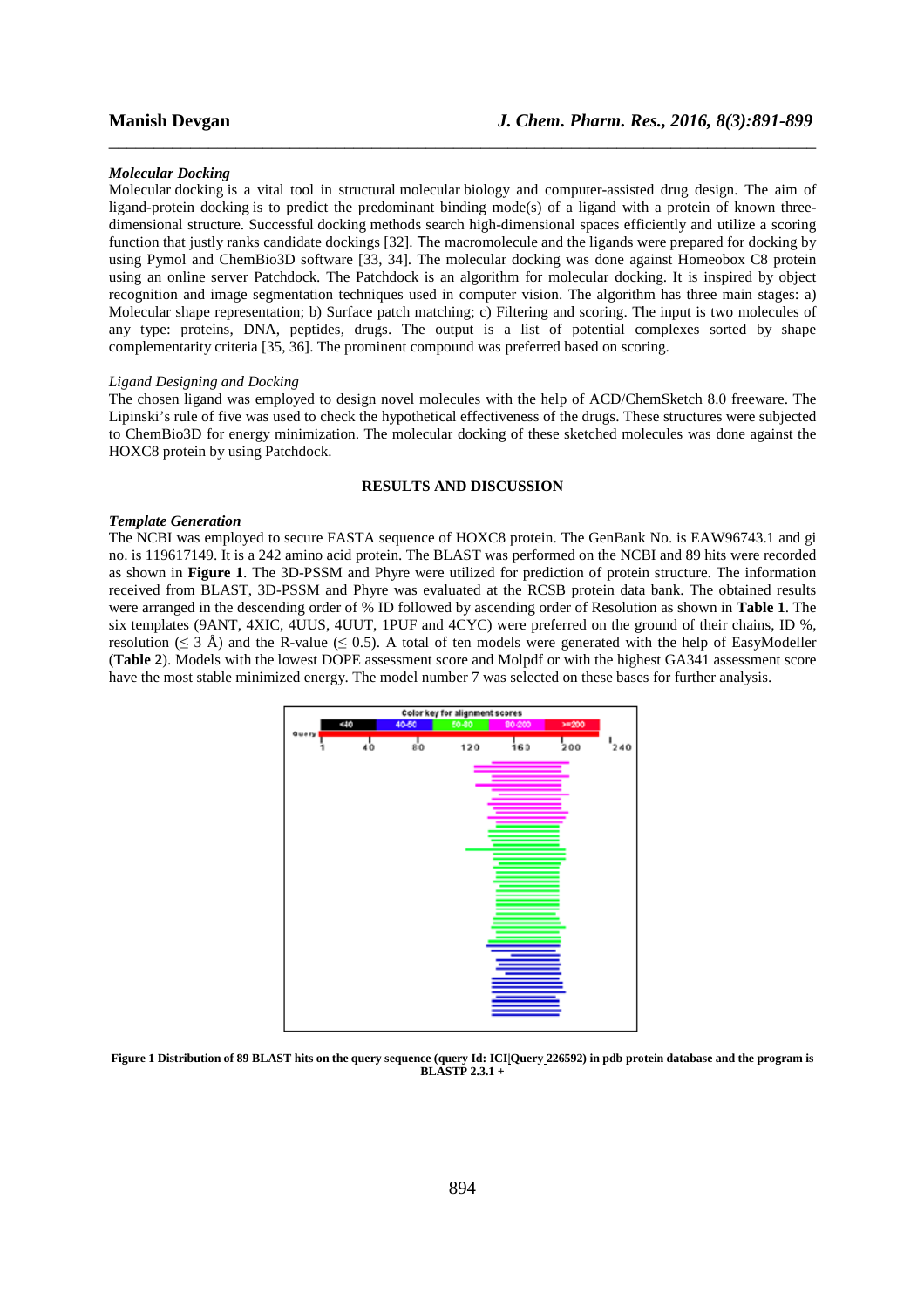*Molecular Docking*

Molecular docking is a vital tool in structural molecular biology and computer-assisted drug design. The aim of ligand-protein docking is to predict the predominant binding mode(s) of a ligand with a protein of known three-dimensional structure. Successful docking methods search high-dimensional spaces efficiently and utilize a scoring function that justly ranks candidate dockings [32]. The macromolecule and the ligands were prepared for docking by using Pymol and ChemBio3D software [33, 34]. The molecular docking was done against Homeobox C8 protein using an online server Patchdock. The Patchdock is an algorithm for molecular docking. It is inspired by object recognition and image segmentation techniques used in computer vision. The algorithm has three main stages: a) Molecular shape representation; b) Surface patch matching; c) Filtering and scoring. The input is two molecules of any type: proteins, DNA, peptides, drugs. The output is a list of potential complexes sorted by shape complementarity criteria [35, 36]. The prominent compound was preferred based on scoring.

*Ligand Designing and Docking*

The chosen ligand was employed to design novel molecules with the help of ACD/ChemSketch 8.0 freeware. The Lipinski's rule of five was used to check the hypothetical effectiveness of the drugs. These structures were subjected to ChemBio3D for energy minimization. The molecular docking of these sketched molecules was done against the HOXC8 protein by using Patchdock.

## RESULTS AND DISCUSSION

***Template Generation***

The NCBI was employed to secure FASTA sequence of HOXC8 protein. The GenBank No. is EAW96743.1 and gi no. is 119617149. It is a 242 amino acid protein. The BLAST was performed on the NCBI and 89 hits were recorded as shown in **Figure 1**. The 3D-PSSM and Phyre were utilized for prediction of protein structure. The information received from BLAST, 3D-PSSM and Phyre was evaluated at the RCSB protein data bank. The obtained results were arranged in the descending order of % ID followed by ascending order of Resolution as shown in **Table 1**. The six templates (9ANT, 4XIC, 4UUS, 4UUT, 1PUF and 4CYC) were preferred on the ground of their chains, ID %, resolution (≤ 3 Å) and the R-value (≤ 0.5). A total of ten models were generated with the help of EasyModeller (**Table 2**). Models with the lowest DOPE assessment score and Molpdf or with the highest GA341 assessment score have the most stable minimized energy. The model number 7 was selected on these bases for further analysis.

**Figure 1 Distribution of 89 BLAST hits on the query sequence (query Id: ICI|Query_226592) in pdb protein database and the program is BLASTP 2.3.1 +**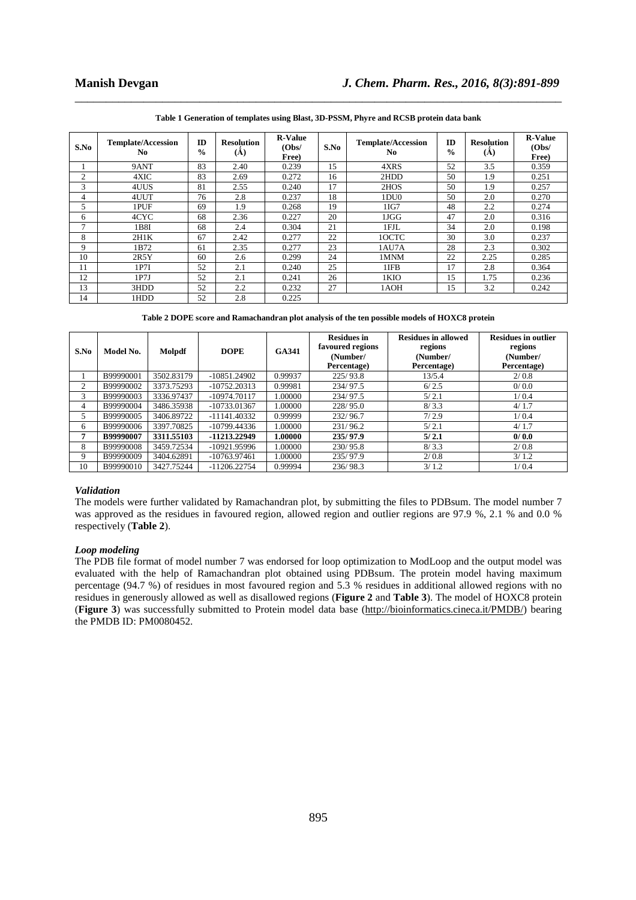**Table 1 Generation of templates using Blast, 3D-PSSM, Phyre and RCSB protein data bank**

| S.No | Template/Accession No | ID % | Resolution (Å) | R-Value (Obs/ Free) | S.No | Template/Accession No | ID % | Resolution (Å) | R-Value (Obs/ Free) |
|---|---|---|---|---|---|---|---|---|---|
| 1 | 9ANT | 83 | 2.40 | 0.239 | 15 | 4XRS | 52 | 3.5 | 0.359 |
| 2 | 4XIC | 83 | 2.69 | 0.272 | 16 | 2HDD | 50 | 1.9 | 0.251 |
| 3 | 4UUS | 81 | 2.55 | 0.240 | 17 | 2HOS | 50 | 1.9 | 0.257 |
| 4 | 4UUT | 76 | 2.8 | 0.237 | 18 | 1DU0 | 50 | 2.0 | 0.270 |
| 5 | 1PUF | 69 | 1.9 | 0.268 | 19 | 1IG7 | 48 | 2.2 | 0.274 |
| 6 | 4CYC | 68 | 2.36 | 0.227 | 20 | 1JGG | 47 | 2.0 | 0.316 |
| 7 | 1B8I | 68 | 2.4 | 0.304 | 21 | 1FJL | 34 | 2.0 | 0.198 |
| 8 | 2H1K | 67 | 2.42 | 0.277 | 22 | 1OCTC | 30 | 3.0 | 0.237 |
| 9 | 1B72 | 61 | 2.35 | 0.277 | 23 | 1AU7A | 28 | 2.3 | 0.302 |
| 10 | 2R5Y | 60 | 2.6 | 0.299 | 24 | 1MNM | 22 | 2.25 | 0.285 |
| 11 | 1P7I | 52 | 2.1 | 0.240 | 25 | 1IFB | 17 | 2.8 | 0.364 |
| 12 | 1P7J | 52 | 2.1 | 0.241 | 26 | 1KIO | 15 | 1.75 | 0.236 |
| 13 | 3HDD | 52 | 2.2 | 0.232 | 27 | 1AOH | 15 | 3.2 | 0.242 |
| 14 | 1HDD | 52 | 2.8 | 0.225 | | | | | |

**Table 2 DOPE score and Ramachandran plot analysis of the ten possible models of HOXC8 protein**

| S.No | Model No. | Molpdf | DOPE | GA341 | Residues in favoured regions (Number/ Percentage) | Residues in allowed regions (Number/ Percentage) | Residues in outlier regions (Number/ Percentage) |
|---|---|---|---|---|---|---|---|
| 1 | B99990001 | 3502.83179 | -10851.24902 | 0.99937 | 225/ 93.8 | 13/5.4 | 2/ 0.8 |
| 2 | B99990002 | 3373.75293 | -10752.20313 | 0.99981 | 234/ 97.5 | 6/ 2.5 | 0/ 0.0 |
| 3 | B99990003 | 3336.97437 | -10974.70117 | 1.00000 | 234/ 97.5 | 5/ 2.1 | 1/ 0.4 |
| 4 | B99990004 | 3486.35938 | -10733.01367 | 1.00000 | 228/ 95.0 | 8/ 3.3 | 4/ 1.7 |
| 5 | B99990005 | 3406.89722 | -11141.40332 | 0.99999 | 232/ 96.7 | 7/ 2.9 | 1/ 0.4 |
| 6 | B99990006 | 3397.70825 | -10799.44336 | 1.00000 | 231/ 96.2 | 5/ 2.1 | 4/ 1.7 |
| **7** | **B99990007** | **3311.55103** | **-11213.22949** | **1.00000** | **235/ 97.9** | **5/ 2.1** | **0/ 0.0** |
| 8 | B99990008 | 3459.72534 | -10921.95996 | 1.00000 | 230/ 95.8 | 8/ 3.3 | 2/ 0.8 |
| 9 | B99990009 | 3404.62891 | -10763.97461 | 1.00000 | 235/ 97.9 | 2/ 0.8 | 3/ 1.2 |
| 10 | B99990010 | 3427.75244 | -11206.22754 | 0.99994 | 236/ 98.3 | 3/ 1.2 | 1/ 0.4 |

***Validation***

The models were further validated by Ramachandran plot, by submitting the files to PDBsum. The model number 7 was approved as the residues in favoured region, allowed region and outlier regions are 97.9 %, 2.1 % and 0.0 % respectively (**Table 2**).

***Loop modeling***

The PDB file format of model number 7 was endorsed for loop optimization to ModLoop and the output model was evaluated with the help of Ramachandran plot obtained using PDBsum. The protein model having maximum percentage (94.7 %) of residues in most favoured region and 5.3 % residues in additional allowed regions with no residues in generously allowed as well as disallowed regions (**Figure 2** and **Table 3**). The model of HOXC8 protein (**Figure 3**) was successfully submitted to Protein model data base (http://bioinformatics.cineca.it/PMDB/) bearing the PMDB ID: PM0080452.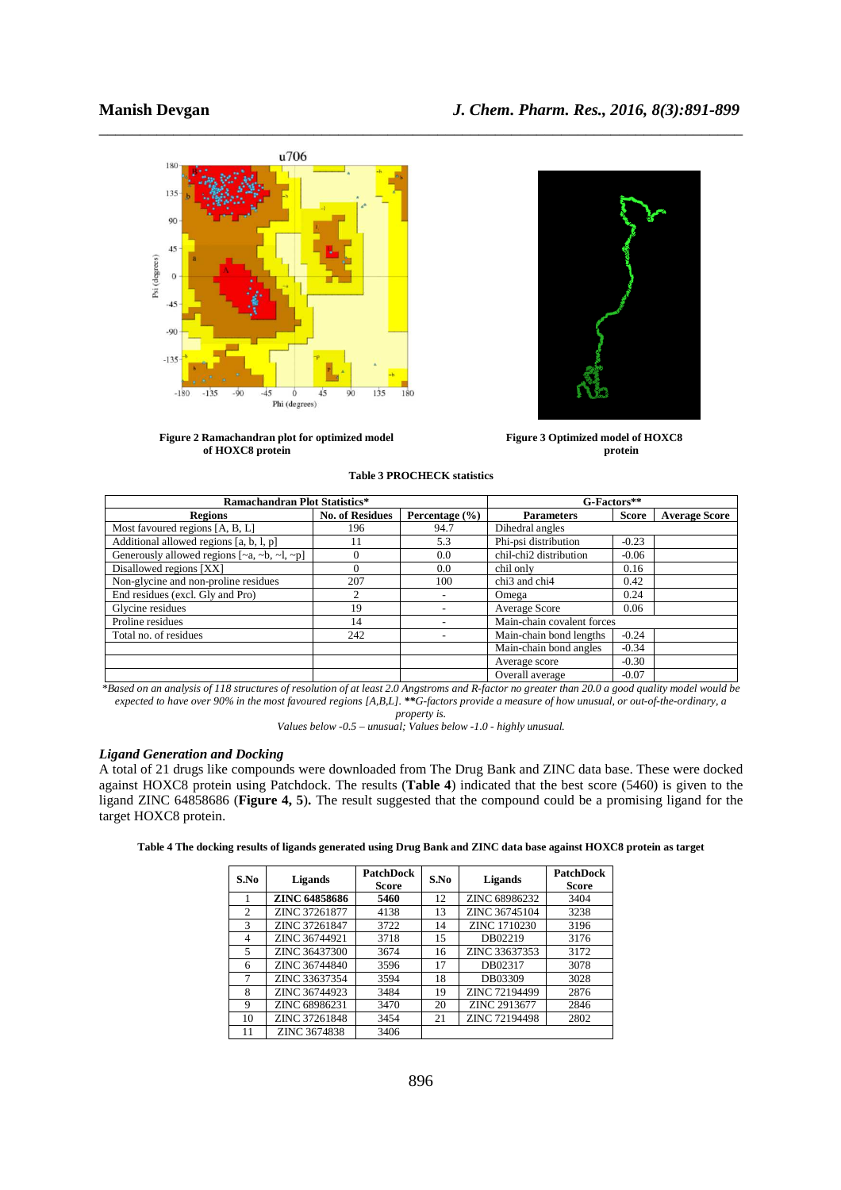Figure 2 Ramachandran plot for optimized model of HOXC8 protein

Figure 3 Optimized model of HOXC8 protein

**Table 3 PROCHECK statistics**

| Ramachandran Plot Statistics* | | | G-Factors** | | |
|---|---|---|---|---|---|
| **Regions** | **No. of Residues** | **Percentage (%)** | **Parameters** | **Score** | **Average Score** |
| Most favoured regions [A, B, L] | 196 | 94.7 | Dihedral angles | | |
| Additional allowed regions [a, b, l, p] | 11 | 5.3 | Phi-psi distribution | -0.23 | |
| Generously allowed regions [~a, ~b, ~l, ~p] | 0 | 0.0 | chil-chi2 distribution | -0.06 | |
| Disallowed regions [XX] | 0 | 0.0 | chil only | 0.16 | |
| Non-glycine and non-proline residues | 207 | 100 | chi3 and chi4 | 0.42 | |
| End residues (excl. Gly and Pro) | 2 | - | Omega | 0.24 | |
| Glycine residues | 19 | - | Average Score | 0.06 | |
| Proline residues | 14 | - | Main-chain covalent forces | | |
| Total no. of residues | 242 | - | Main-chain bond lengths | -0.24 | |
| | | | Main-chain bond angles | -0.34 | |
| | | | Average score | -0.30 | |
| | | | Overall average | -0.07 | |

*\*Based on an analysis of 118 structures of resolution of at least 2.0 Angstroms and R-factor no greater than 20.0 a good quality model would be expected to have over 90% in the most favoured regions [A,B,L]. \*\*G-factors provide a measure of how unusual, or out-of-the-ordinary, a property is.*

*Values below -0.5 – unusual; Values below -1.0 - highly unusual.*

### *Ligand Generation and Docking*

A total of 21 drugs like compounds were downloaded from The Drug Bank and ZINC data base. These were docked against HOXC8 protein using Patchdock. The results (**Table 4**) indicated that the best score (5460) is given to the ligand ZINC 64858686 (**Figure 4, 5**). The result suggested that the compound could be a promising ligand for the target HOXC8 protein.

**Table 4 The docking results of ligands generated using Drug Bank and ZINC data base against HOXC8 protein as target**

| S.No | Ligands | PatchDock Score | S.No | Ligands | PatchDock Score |
|---|---|---|---|---|---|
| 1 | **ZINC 64858686** | **5460** | 12 | ZINC 68986232 | 3404 |
| 2 | ZINC 37261877 | 4138 | 13 | ZINC 36745104 | 3238 |
| 3 | ZINC 37261847 | 3722 | 14 | ZINC 1710230 | 3196 |
| 4 | ZINC 36744921 | 3718 | 15 | DB02219 | 3176 |
| 5 | ZINC 36437300 | 3674 | 16 | ZINC 33637353 | 3172 |
| 6 | ZINC 36744840 | 3596 | 17 | DB02317 | 3078 |
| 7 | ZINC 33637354 | 3594 | 18 | DB03309 | 3028 |
| 8 | ZINC 36744923 | 3484 | 19 | ZINC 72194499 | 2876 |
| 9 | ZINC 68986231 | 3470 | 20 | ZINC 2913677 | 2846 |
| 10 | ZINC 37261848 | 3454 | 21 | ZINC 72194498 | 2802 |
| 11 | ZINC 3674838 | 3406 | | | |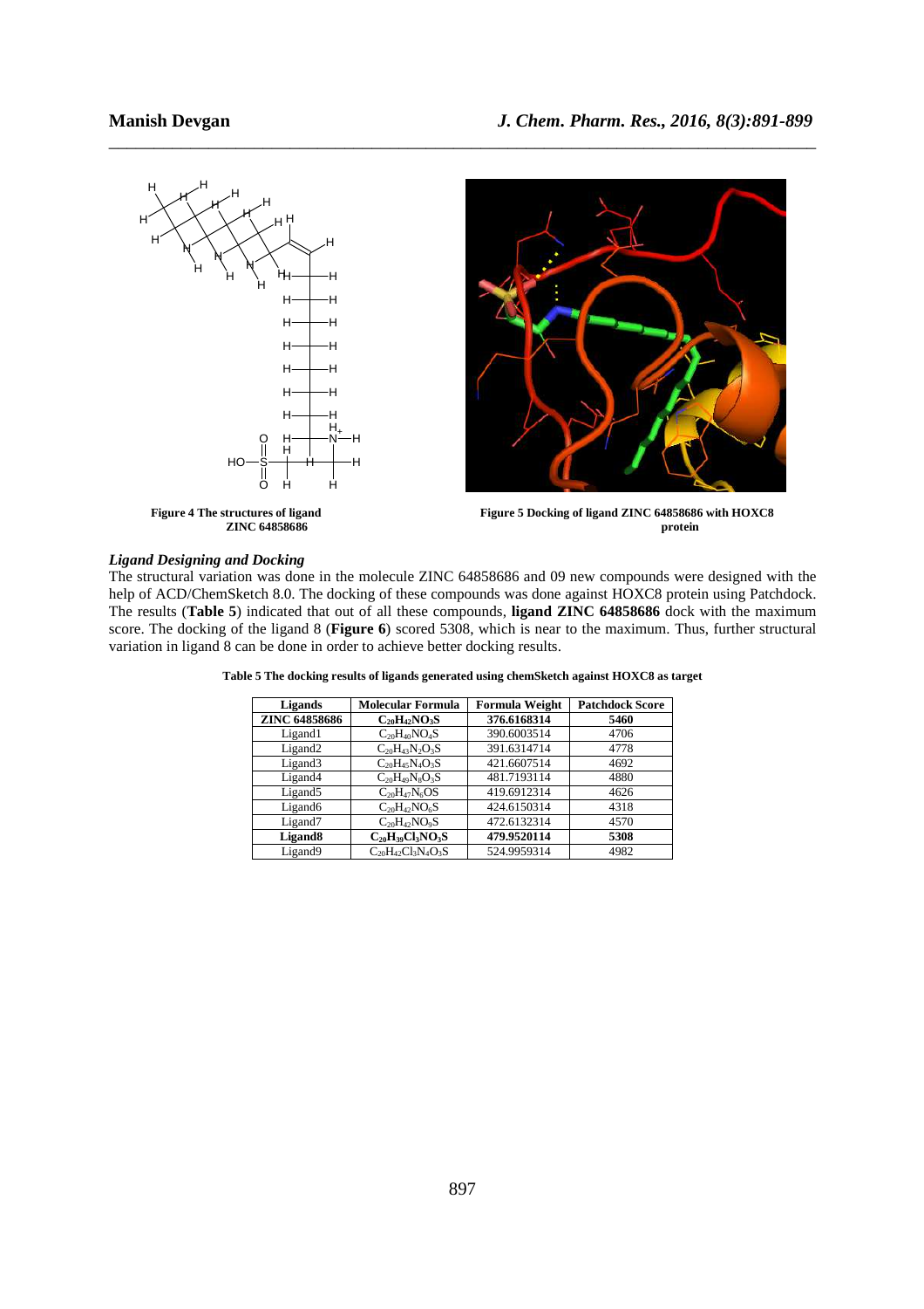Figure 4 The structures of ligand ZINC 64858686

Figure 5 Docking of ligand ZINC 64858686 with HOXC8 protein

### *Ligand Designing and Docking*

The structural variation was done in the molecule ZINC 64858686 and 09 new compounds were designed with the help of ACD/ChemSketch 8.0. The docking of these compounds was done against HOXC8 protein using Patchdock. The results (**Table 5**) indicated that out of all these compounds, **ligand ZINC 64858686** dock with the maximum score. The docking of the ligand 8 (**Figure 6**) scored 5308, which is near to the maximum. Thus, further structural variation in ligand 8 can be done in order to achieve better docking results.

**Table 5 The docking results of ligands generated using chemSketch against HOXC8 as target**

| Ligands | Molecular Formula | Formula Weight | Patchdock Score |
|---|---|---|---|
| **ZINC 64858686** | $C_{20}H_{42}NO_3S$ | **376.6168314** | **5460** |
| Ligand1 | $C_{20}H_{40}NO_4S$ | 390.6003514 | 4706 |
| Ligand2 | $C_{20}H_{43}N_2O_3S$ | 391.6314714 | 4778 |
| Ligand3 | $C_{20}H_{45}N_4O_3S$ | 421.6607514 | 4692 |
| Ligand4 | $C_{20}H_{49}N_8O_3S$ | 481.7193114 | 4880 |
| Ligand5 | $C_{20}H_{47}N_6OS$ | 419.6912314 | 4626 |
| Ligand6 | $C_{20}H_{42}NO_6S$ | 424.6150314 | 4318 |
| Ligand7 | $C_{20}H_{42}NO_9S$ | 472.6132314 | 4570 |
| **Ligand8** | $C_{20}H_{39}Cl_3NO_3S$ | **479.9520114** | **5308** |
| Ligand9 | $C_{20}H_{42}Cl_3N_4O_3S$ | 524.9959314 | 4982 |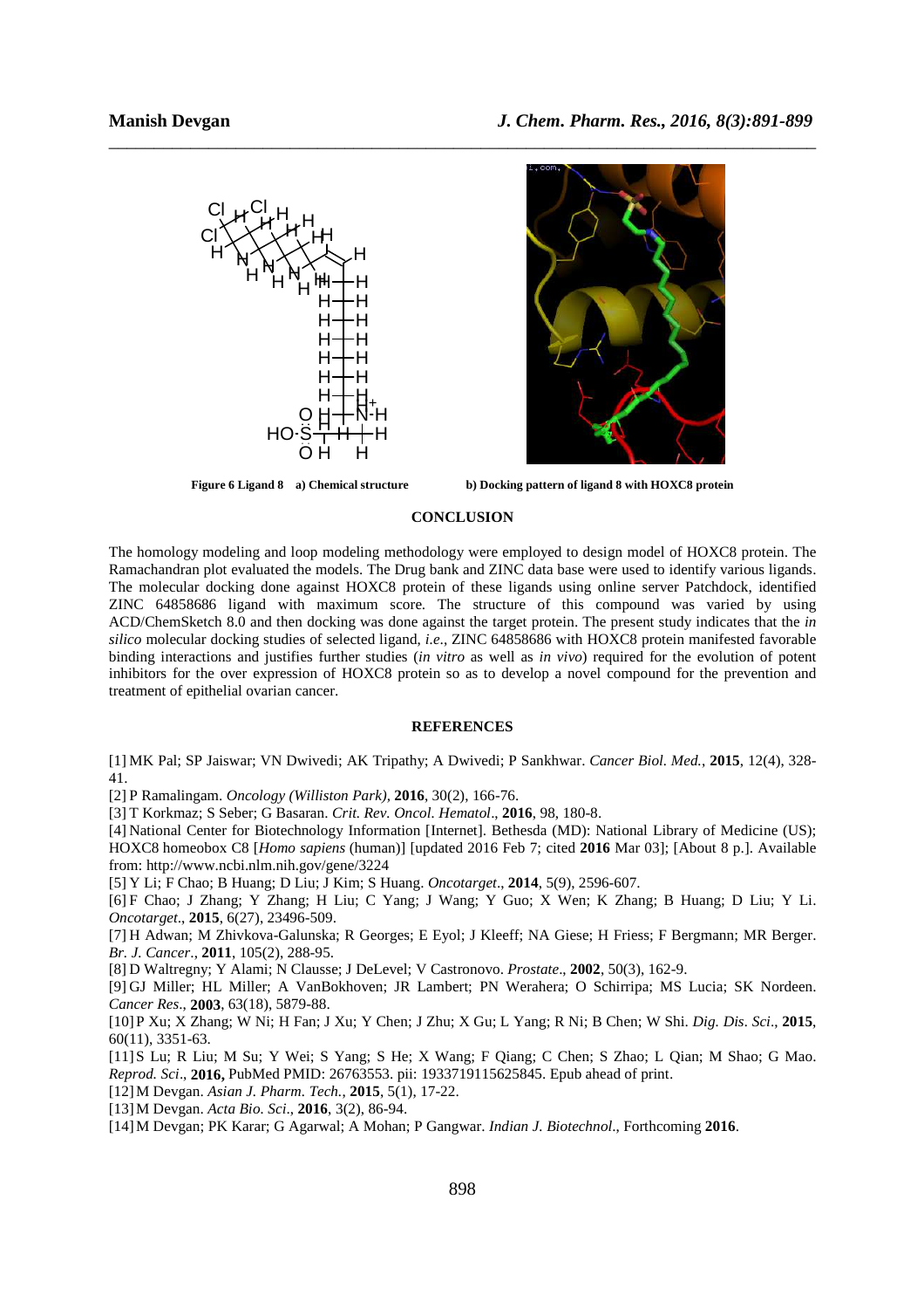Figure 6 Ligand 8 a) Chemical structure b) Docking pattern of ligand 8 with HOXC8 protein

## CONCLUSION

The homology modeling and loop modeling methodology were employed to design model of HOXC8 protein. The Ramachandran plot evaluated the models. The Drug bank and ZINC data base were used to identify various ligands. The molecular docking done against HOXC8 protein of these ligands using online server Patchdock, identified ZINC 64858686 ligand with maximum score. The structure of this compound was varied by using ACD/ChemSketch 8.0 and then docking was done against the target protein. The present study indicates that the *in silico* molecular docking studies of selected ligand, *i.e.*, ZINC 64858686 with HOXC8 protein manifested favorable binding interactions and justifies further studies (*in vitro* as well as *in vivo*) required for the evolution of potent inhibitors for the over expression of HOXC8 protein so as to develop a novel compound for the prevention and treatment of epithelial ovarian cancer.

## REFERENCES

[1] MK Pal; SP Jaiswar; VN Dwivedi; AK Tripathy; A Dwivedi; P Sankhwar. *Cancer Biol. Med.*, **2015**, 12(4), 328-41.

[2] P Ramalingam. *Oncology (Williston Park)*, **2016**, 30(2), 166-76.

[3] T Korkmaz; S Seber; G Basaran. *Crit. Rev. Oncol. Hematol*., **2016**, 98, 180-8.

[4] National Center for Biotechnology Information [Internet]. Bethesda (MD): National Library of Medicine (US); HOXC8 homeobox C8 [*Homo sapiens* (human)] [updated 2016 Feb 7; cited **2016** Mar 03]; [About 8 p.]. Available from: http://www.ncbi.nlm.nih.gov/gene/3224

[5] Y Li; F Chao; B Huang; D Liu; J Kim; S Huang. *Oncotarget*., **2014**, 5(9), 2596-607.

[6] F Chao; J Zhang; Y Zhang; H Liu; C Yang; J Wang; Y Guo; X Wen; K Zhang; B Huang; D Liu; Y Li. *Oncotarget*., **2015**, 6(27), 23496-509.

[7] H Adwan; M Zhivkova-Galunska; R Georges; E Eyol; J Kleeff; NA Giese; H Friess; F Bergmann; MR Berger. *Br. J. Cancer*., **2011**, 105(2), 288-95.

[8] D Waltregny; Y Alami; N Clausse; J DeLevel; V Castronovo. *Prostate*., **2002**, 50(3), 162-9.

[9] GJ Miller; HL Miller; A VanBokhoven; JR Lambert; PN Werahera; O Schirripa; MS Lucia; SK Nordeen. *Cancer Res*., **2003**, 63(18), 5879-88.

[10] P Xu; X Zhang; W Ni; H Fan; J Xu; Y Chen; J Zhu; X Gu; L Yang; R Ni; B Chen; W Shi. *Dig. Dis. Sci*., **2015**, 60(11), 3351-63.

[11] S Lu; R Liu; M Su; Y Wei; S Yang; S He; X Wang; F Qiang; C Chen; S Zhao; L Qian; M Shao; G Mao. *Reprod. Sci*., **2016,** PubMed PMID: 26763553. pii: 1933719115625845. Epub ahead of print.

[12] M Devgan. *Asian J. Pharm. Tech.*, **2015**, 5(1), 17-22.

[13] M Devgan. *Acta Bio. Sci*., **2016**, 3(2), 86-94.

[14] M Devgan; PK Karar; G Agarwal; A Mohan; P Gangwar. *Indian J. Biotechnol*., Forthcoming **2016**.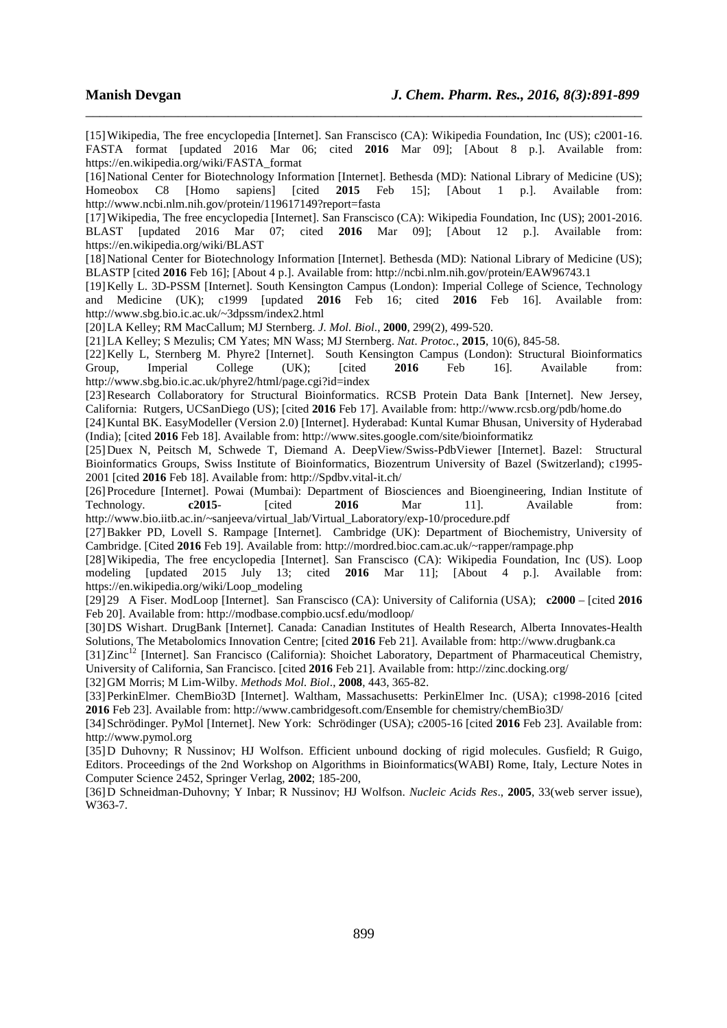[15] Wikipedia, The free encyclopedia [Internet]. San Franscisco (CA): Wikipedia Foundation, Inc (US); c2001-16. FASTA format [updated 2016 Mar 06; cited **2016** Mar 09]; [About 8 p.]. Available from: https://en.wikipedia.org/wiki/FASTA_format

[16] National Center for Biotechnology Information [Internet]. Bethesda (MD): National Library of Medicine (US); Homeobox C8 [Homo sapiens] [cited **2015** Feb 15]; [About 1 p.]. Available from: http://www.ncbi.nlm.nih.gov/protein/119617149?report=fasta

[17] Wikipedia, The free encyclopedia [Internet]. San Franscisco (CA): Wikipedia Foundation, Inc (US); 2001-2016. BLAST [updated 2016 Mar 07; cited **2016** Mar 09]; [About 12 p.]. Available from: https://en.wikipedia.org/wiki/BLAST

[18] National Center for Biotechnology Information [Internet]. Bethesda (MD): National Library of Medicine (US); BLASTP [cited **2016** Feb 16]; [About 4 p.]. Available from: http://ncbi.nlm.nih.gov/protein/EAW96743.1

[19] Kelly L. 3D-PSSM [Internet]. South Kensington Campus (London): Imperial College of Science, Technology and Medicine (UK); c1999 [updated **2016** Feb 16; cited **2016** Feb 16]. Available from: http://www.sbg.bio.ic.ac.uk/~3dpssm/index2.html

[20] LA Kelley; RM MacCallum; MJ Sternberg. *J. Mol. Biol*., **2000**, 299(2), 499-520.

[21] LA Kelley; S Mezulis; CM Yates; MN Wass; MJ Sternberg. *Nat. Protoc.*, **2015**, 10(6), 845-58.

[22] Kelly L, Sternberg M. Phyre2 [Internet]. South Kensington Campus (London): Structural Bioinformatics Group, Imperial College (UK); [cited **2016** Feb 16]. Available from: http://www.sbg.bio.ic.ac.uk/phyre2/html/page.cgi?id=index

[23] Research Collaboratory for Structural Bioinformatics. RCSB Protein Data Bank [Internet]. New Jersey, California: Rutgers, UCSanDiego (US); [cited **2016** Feb 17]. Available from: http://www.rcsb.org/pdb/home.do

[24] Kuntal BK. EasyModeller (Version 2.0) [Internet]. Hyderabad: Kuntal Kumar Bhusan, University of Hyderabad (India); [cited **2016** Feb 18]. Available from: http://www.sites.google.com/site/bioinformatikz

[25] Duex N, Peitsch M, Schwede T, Diemand A. DeepView/Swiss-PdbViewer [Internet]. Bazel: Structural Bioinformatics Groups, Swiss Institute of Bioinformatics, Biozentrum University of Bazel (Switzerland); c1995-2001 [cited **2016** Feb 18]. Available from: http://Spdbv.vital-it.ch/

[26] Procedure [Internet]. Powai (Mumbai): Department of Biosciences and Bioengineering, Indian Institute of Technology. **c2015**- [cited **2016** Mar 11]. Available from: http://www.bio.iitb.ac.in/~sanjeeva/virtual_lab/Virtual_Laboratory/exp-10/procedure.pdf

[27] Bakker PD, Lovell S. Rampage [Internet]. Cambridge (UK): Department of Biochemistry, University of Cambridge. [Cited **2016** Feb 19]. Available from: http://mordred.bioc.cam.ac.uk/~rapper/rampage.php

[28] Wikipedia, The free encyclopedia [Internet]. San Franscisco (CA): Wikipedia Foundation, Inc (US). Loop modeling [updated 2015 July 13; cited **2016** Mar 11]; [About 4 p.]. Available from: https://en.wikipedia.org/wiki/Loop_modeling

[29] 29 A Fiser. ModLoop [Internet]. San Franscisco (CA): University of California (USA); **c2000** – [cited **2016** Feb 20]. Available from: http://modbase.compbio.ucsf.edu/modloop/

[30] DS Wishart. DrugBank [Internet]. Canada: Canadian Institutes of Health Research, Alberta Innovates-Health Solutions, The Metabolomics Innovation Centre; [cited **2016** Feb 21]. Available from: http://www.drugbank.ca

[31] Zinc[12] [Internet]. San Francisco (California): Shoichet Laboratory, Department of Pharmaceutical Chemistry, University of California, San Francisco. [cited **2016** Feb 21]. Available from: http://zinc.docking.org/

[32] GM Morris; M Lim-Wilby. *Methods Mol. Biol*., **2008**, 443, 365-82.

[33] PerkinElmer. ChemBio3D [Internet]. Waltham, Massachusetts: PerkinElmer Inc. (USA); c1998-2016 [cited **2016** Feb 23]. Available from: http://www.cambridgesoft.com/Ensemble for chemistry/chemBio3D/

[34] Schrödinger. PyMol [Internet]. New York: Schrödinger (USA); c2005-16 [cited **2016** Feb 23]. Available from: http://www.pymol.org

[35] D Duhovny; R Nussinov; HJ Wolfson. Efficient unbound docking of rigid molecules. Gusfield; R Guigo, Editors. Proceedings of the 2nd Workshop on Algorithms in Bioinformatics(WABI) Rome, Italy, Lecture Notes in Computer Science 2452, Springer Verlag, **2002**; 185-200,

[36] D Schneidman-Duhovny; Y Inbar; R Nussinov; HJ Wolfson. *Nucleic Acids Res*., **2005**, 33(web server issue), W363-7.